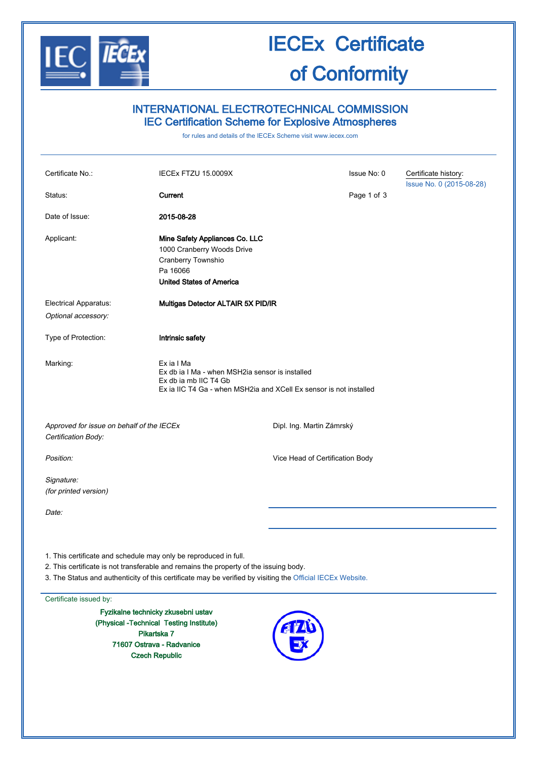# IECEx Certificate of Conformity

## INTERNATIONAL ELECTROTECHNICAL COMMISSION
## IEC Certification Scheme for Explosive Atmospheres

for rules and details of the IECEx Scheme visit www.iecex.com

| | | | |
|---|---|---|---|
| Certificate No.: | IECEx FTZU 15.0009X | Issue No: 0 | Certificate history: Issue No. 0 (2015-08-28) |
| Status: | **Current** | | |
| Date of Issue: | **2015-08-28** | | |
| Applicant: | **Mine Safety Appliances Co. LLC**<br>1000 Cranberry Woods Drive<br>Cranberry Townshio<br>Pa 16066<br>**United States of America** | | |
| Electrical Apparatus:<br>*Optional accessory:* | **Multigas Detector ALTAIR 5X PID/IR** | | |
| Type of Protection: | **Intrinsic safety** | | |
| Marking: | Ex ia I Ma<br>Ex db ia I Ma - when MSH2ia sensor is installed<br>Ex db ia mb IIC T4 Gb<br>Ex ia IIC T4 Ga - when MSH2ia and XCell Ex sensor is not installed | | |

*Approved for issue on behalf of the IECEx Certification Body:* Dipl. Ing. Martin Zámrský

*Position:* Vice Head of Certification Body

*Signature:*
*(for printed version)*

*Date:*

1. This certificate and schedule may only be reproduced in full.
2. This certificate is not transferable and remains the property of the issuing body.
3. The Status and authenticity of this certificate may be verified by visiting the Official IECEx Website.

Certificate issued by:

**Fyzikalne technicky zkusebni ustav**
**(Physical -Technical Testing Institute)**
**Pikartska 7**
**71607 Ostrava - Radvanice**
**Czech Republic**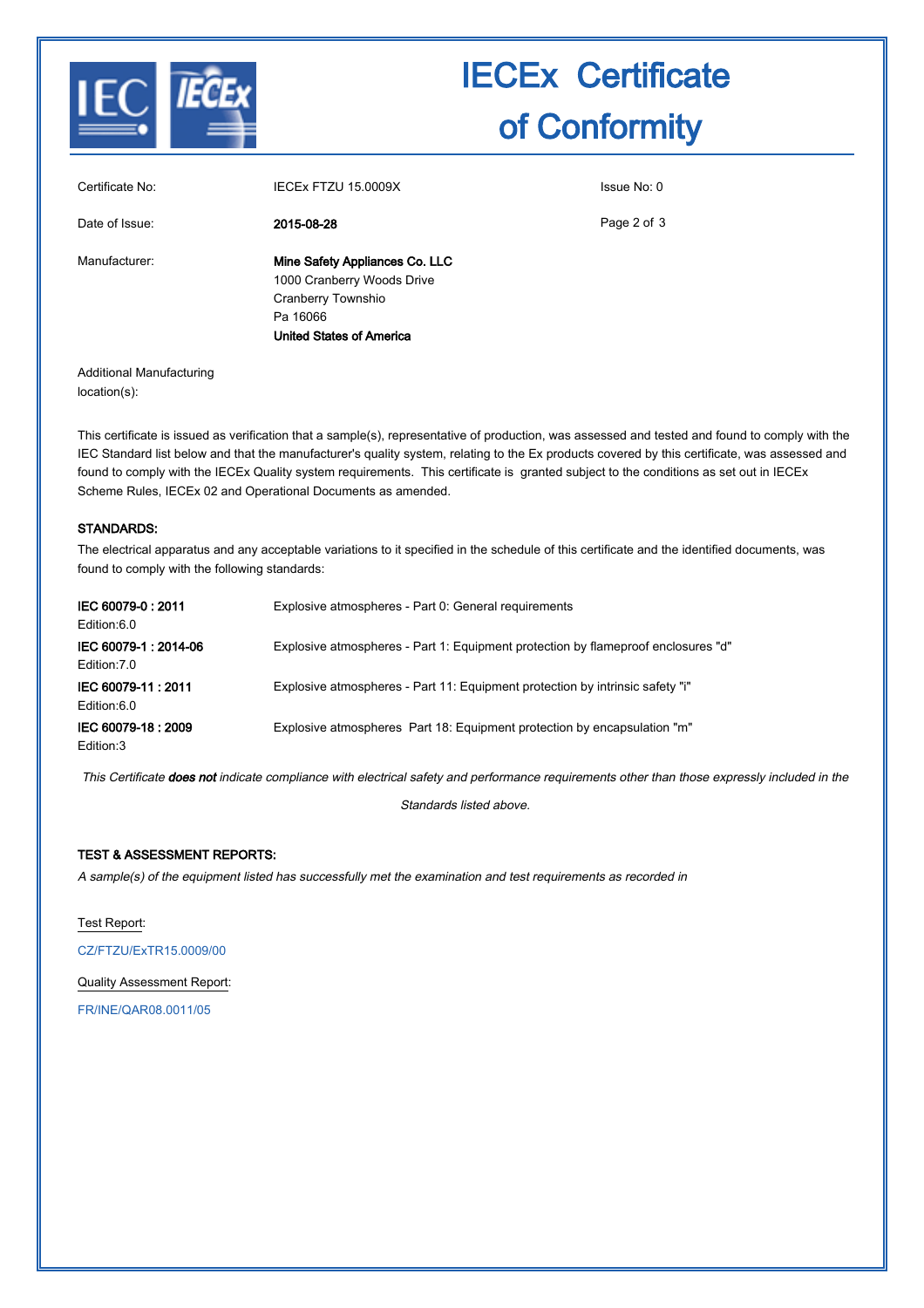# IECEx Certificate of Conformity

| | | |
|---|---|---|
| Certificate No: | IECEx FTZU 15.0009X | Issue No: 0 |
| Date of Issue: | **2015-08-28** | |
| Manufacturer: | **Mine Safety Appliances Co. LLC**<br>1000 Cranberry Woods Drive<br>Cranberry Townshio<br>Pa 16066<br>**United States of America** | |
| Additional Manufacturing location(s): | | |

This certificate is issued as verification that a sample(s), representative of production, was assessed and tested and found to comply with the IEC Standard list below and that the manufacturer's quality system, relating to the Ex products covered by this certificate, was assessed and found to comply with the IECEx Quality system requirements. This certificate is granted subject to the conditions as set out in IECEx Scheme Rules, IECEx 02 and Operational Documents as amended.

**STANDARDS:**

The electrical apparatus and any acceptable variations to it specified in the schedule of this certificate and the identified documents, was found to comply with the following standards:

| | |
|---|---|
| **IEC 60079-0 : 2011**<br>Edition:6.0 | Explosive atmospheres - Part 0: General requirements |
| **IEC 60079-1 : 2014-06**<br>Edition:7.0 | Explosive atmospheres - Part 1: Equipment protection by flameproof enclosures "d" |
| **IEC 60079-11 : 2011**<br>Edition:6.0 | Explosive atmospheres - Part 11: Equipment protection by intrinsic safety "i" |
| **IEC 60079-18 : 2009**<br>Edition:3 | Explosive atmospheres Part 18: Equipment protection by encapsulation "m" |

*This Certificate **does not** indicate compliance with electrical safety and performance requirements other than those expressly included in the Standards listed above.*

**TEST & ASSESSMENT REPORTS:**

*A sample(s) of the equipment listed has successfully met the examination and test requirements as recorded in*

Test Report:

CZ/FTZU/ExTR15.0009/00

Quality Assessment Report:

FR/INE/QAR08.0011/05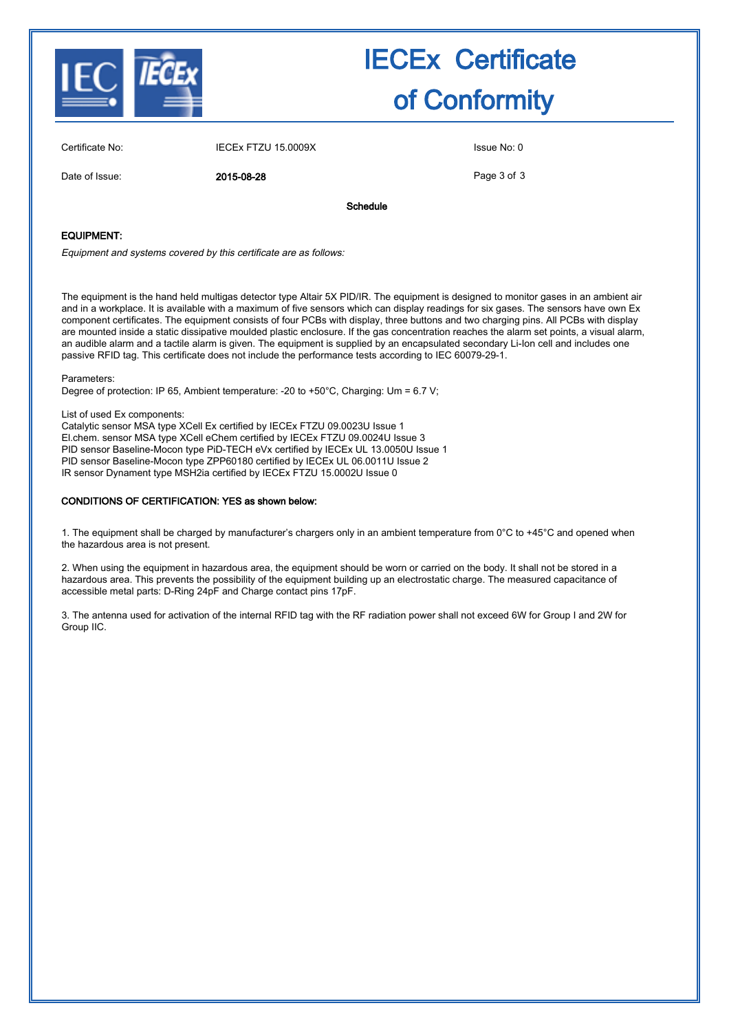# IECEx Certificate of Conformity

| | | | |
|---|---|---|---|
| Certificate No: | IECEx FTZU 15.0009X | Issue No: 0 | |
| Date of Issue: | **2015-08-28** | | |

**Schedule**

**EQUIPMENT:**

*Equipment and systems covered by this certificate are as follows:*

The equipment is the hand held multigas detector type Altair 5X PID/IR. The equipment is designed to monitor gases in an ambient air and in a workplace. It is available with a maximum of five sensors which can display readings for six gases. The sensors have own Ex component certificates. The equipment consists of four PCBs with display, three buttons and two charging pins. All PCBs with display are mounted inside a static dissipative moulded plastic enclosure. If the gas concentration reaches the alarm set points, a visual alarm, an audible alarm and a tactile alarm is given. The equipment is supplied by an encapsulated secondary Li-Ion cell and includes one passive RFID tag. This certificate does not include the performance tests according to IEC 60079-29-1.

Parameters:
Degree of protection: IP 65, Ambient temperature: -20 to +50°C, Charging: Um = 6.7 V;

List of used Ex components:
Catalytic sensor MSA type XCell Ex certified by IECEx FTZU 09.0023U Issue 1
El.chem. sensor MSA type XCell eChem certified by IECEx FTZU 09.0024U Issue 3
PID sensor Baseline-Mocon type PiD-TECH eVx certified by IECEx UL 13.0050U Issue 1
PID sensor Baseline-Mocon type ZPP60180 certified by IECEx UL 06.0011U Issue 2
IR sensor Dynament type MSH2ia certified by IECEx FTZU 15.0002U Issue 0

**CONDITIONS OF CERTIFICATION: YES as shown below:**

1. The equipment shall be charged by manufacturer’s chargers only in an ambient temperature from 0°C to +45°C and opened when the hazardous area is not present.

2. When using the equipment in hazardous area, the equipment should be worn or carried on the body. It shall not be stored in a hazardous area. This prevents the possibility of the equipment building up an electrostatic charge. The measured capacitance of accessible metal parts: D-Ring 24pF and Charge contact pins 17pF.

3. The antenna used for activation of the internal RFID tag with the RF radiation power shall not exceed 6W for Group I and 2W for Group IIC.